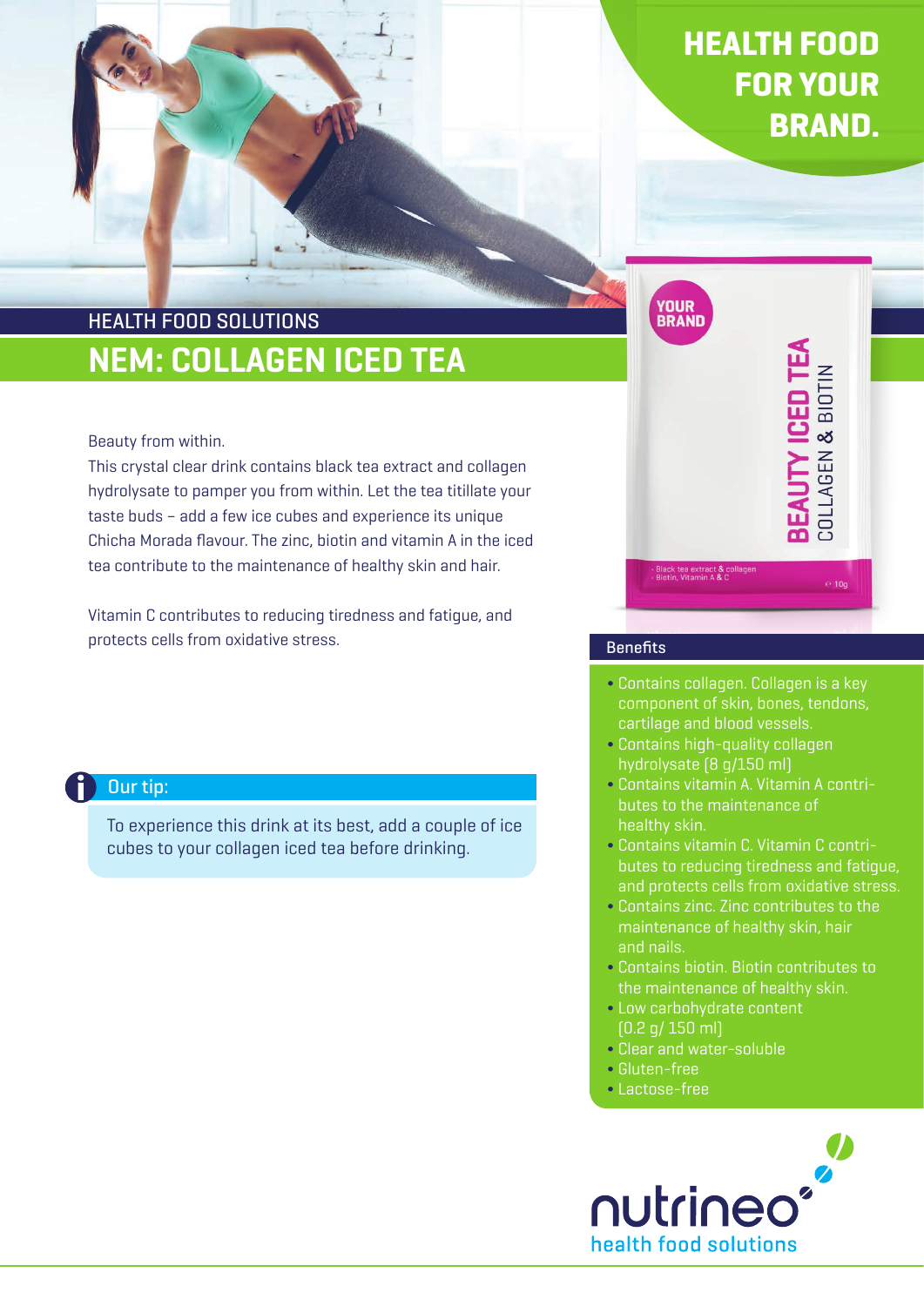# HEALTH FOOD FOR YOUR BRAND.

HEALTH FOOD SOLUTIONS

## NEM: COLLAGEN ICED TEA

Beauty from within.
This crystal clear drink contains black tea extract and collagen hydrolysate to pamper you from within. Let the tea titillate your taste buds – add a few ice cubes and experience its unique Chicha Morada flavour. The zinc, biotin and vitamin A in the iced tea contribute to the maintenance of healthy skin and hair.

Vitamin C contributes to reducing tiredness and fatigue, and protects cells from oxidative stress.

### Our tip:

To experience this drink at its best, add a couple of ice cubes to your collagen iced tea before drinking.

### Benefits

- Contains collagen. Collagen is a key component of skin, bones, tendons, cartilage and blood vessels.
- Contains high-quality collagen hydrolysate (8 g/150 ml)
- Contains vitamin A. Vitamin A contributes to the maintenance of healthy skin.
- Contains vitamin C. Vitamin C contributes to reducing tiredness and fatigue, and protects cells from oxidative stress.
- Contains zinc. Zinc contributes to the maintenance of healthy skin, hair and nails.
- Contains biotin. Biotin contributes to the maintenance of healthy skin.
- Low carbohydrate content (0.2 g/ 150 ml)
- Clear and water-soluble
- Gluten-free
- Lactose-free

nutrineo
health food solutions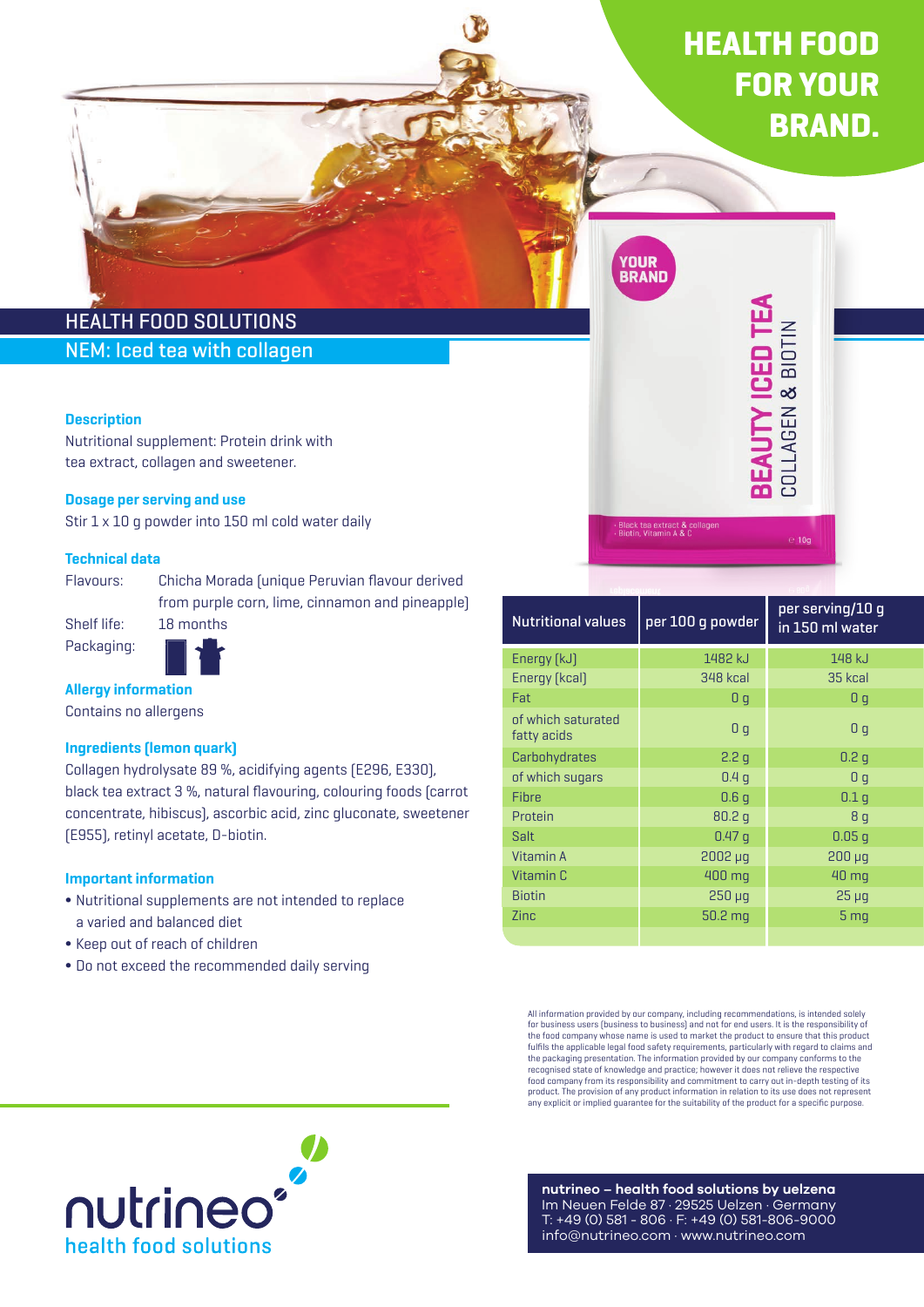# HEALTH FOOD FOR YOUR BRAND.

## HEALTH FOOD SOLUTIONS

## NEM: Iced tea with collagen

### Description

Nutritional supplement: Protein drink with tea extract, collagen and sweetener.

### Dosage per serving and use

Stir 1 x 10 g powder into 150 ml cold water daily

### Technical data

Flavours: Chicha Morada (unique Peruvian flavour derived from purple corn, lime, cinnamon and pineapple)

Shelf life: 18 months

Packaging:

### Allergy information

Contains no allergens

### Ingredients (lemon quark)

Collagen hydrolysate 89 %, acidifying agents (E296, E330), black tea extract 3 %, natural flavouring, colouring foods (carrot concentrate, hibiscus), ascorbic acid, zinc gluconate, sweetener (E955), retinyl acetate, D-biotin.

### Important information

- Nutritional supplements are not intended to replace a varied and balanced diet
- Keep out of reach of children
- Do not exceed the recommended daily serving

YOUR BRAND

BEAUTY ICED TEA COLLAGEN & BIOTIN

- Black tea extract & collagen
- Biotin, Vitamin A & C

℮ 10g

| Nutritional values | per 100 g powder | per serving/10 g in 150 ml water |
|---|---|---|
| Energy (kJ) | 1482 kJ | 148 kJ |
| Energy (kcal) | 348 kcal | 35 kcal |
| Fat | 0 g | 0 g |
| of which saturated fatty acids | 0 g | 0 g |
| Carbohydrates | 2.2 g | 0.2 g |
| of which sugars | 0.4 g | 0 g |
| Fibre | 0.6 g | 0.1 g |
| Protein | 80.2 g | 8 g |
| Salt | 0.47 g | 0.05 g |
| Vitamin A | 2002 µg | 200 µg |
| Vitamin C | 400 mg | 40 mg |
| Biotin | 250 µg | 25 µg |
| Zinc | 50.2 mg | 5 mg |

All information provided by our company, including recommendations, is intended solely for business users (business to business) and not for end users. It is the responsibility of the food company whose name is used to market the product to ensure that this product fulfils the applicable legal food safety requirements, particularly with regard to claims and the packaging presentation. The information provided by our company conforms to the recognised state of knowledge and practice; however it does not relieve the respective food company from its responsibility and commitment to carry out in-depth testing of its product. The provision of any product information in relation to its use does not represent any explicit or implied guarantee for the suitability of the product for a specific purpose.

nutrineo
health food solutions

**nutrineo – health food solutions by uelzena**
Im Neuen Felde 87 · 29525 Uelzen · Germany
T: +49 (0) 581 - 806 · F: +49 (0) 581-806-9000
info@nutrineo.com · www.nutrineo.com